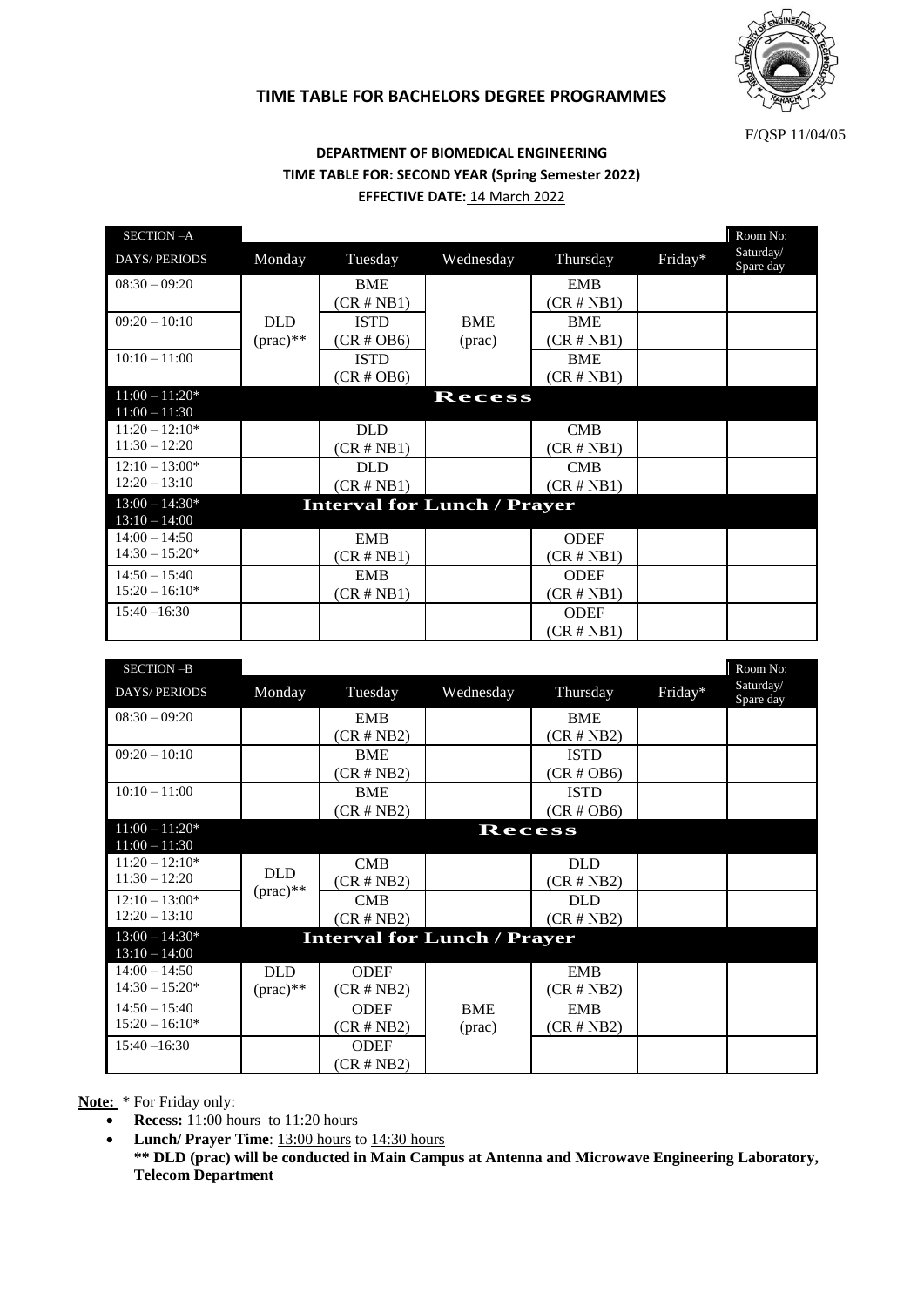# TIME TABLE FOR BACHELORS DEGREE PROGRAMMES

F/QSP 11/04/05

## DEPARTMENT OF BIOMEDICAL ENGINEERING

**TIME TABLE FOR: SECOND YEAR (Spring Semester 2022)**

**EFFECTIVE DATE:** 14 March 2022

| SECTION –A | | | | | | Room No: |
|---|---|---|---|---|---|---|
| DAYS/ PERIODS | Monday | Tuesday | Wednesday | Thursday | Friday* | Saturday/ Spare day |
| 08:30 – 09:20 | | BME (CR # NB1) | | EMB (CR # NB1) | | |
| 09:20 – 10:10 | DLD (prac)** | ISTD (CR # OB6) | BME (prac) | BME (CR # NB1) | | |
| 10:10 – 11:00 | | ISTD (CR # OB6) | | BME (CR # NB1) | | |
| 11:00 – 11:20* / 11:00 – 11:30 | **Recess** | | | | | |
| 11:20 – 12:10* / 11:30 – 12:20 | | DLD (CR # NB1) | | CMB (CR # NB1) | | |
| 12:10 – 13:00* / 12:20 – 13:10 | | DLD (CR # NB1) | | CMB (CR # NB1) | | |
| 13:00 – 14:30* / 13:10 – 14:00 | **Interval for Lunch / Prayer** | | | | | |
| 14:00 – 14:50 / 14:30 – 15:20* | | EMB (CR # NB1) | | ODEF (CR # NB1) | | |
| 14:50 – 15:40 / 15:20 – 16:10* | | EMB (CR # NB1) | | ODEF (CR # NB1) | | |
| 15:40 –16:30 | | | | ODEF (CR # NB1) | | |

| SECTION –B | | | | | | Room No: |
|---|---|---|---|---|---|---|
| DAYS/ PERIODS | Monday | Tuesday | Wednesday | Thursday | Friday* | Saturday/ Spare day |
| 08:30 – 09:20 | | EMB (CR # NB2) | | BME (CR # NB2) | | |
| 09:20 – 10:10 | | BME (CR # NB2) | | ISTD (CR # OB6) | | |
| 10:10 – 11:00 | | BME (CR # NB2) | | ISTD (CR # OB6) | | |
| 11:00 – 11:20* / 11:00 – 11:30 | **Recess** | | | | | |
| 11:20 – 12:10* / 11:30 – 12:20 | DLD (prac)** | CMB (CR # NB2) | | DLD (CR # NB2) | | |
| 12:10 – 13:00* / 12:20 – 13:10 | | CMB (CR # NB2) | | DLD (CR # NB2) | | |
| 13:00 – 14:30* / 13:10 – 14:00 | **Interval for Lunch / Prayer** | | | | | |
| 14:00 – 14:50 / 14:30 – 15:20* | DLD (prac)** | ODEF (CR # NB2) | | EMB (CR # NB2) | | |
| 14:50 – 15:40 / 15:20 – 16:10* | | ODEF (CR # NB2) | BME (prac) | EMB (CR # NB2) | | |
| 15:40 –16:30 | | ODEF (CR # NB2) | | | | |

**Note:** * For Friday only:

- **Recess:** 11:00 hours to 11:20 hours
- **Lunch/ Prayer Time**: 13:00 hours to 14:30 hours

**** DLD (prac) will be conducted in Main Campus at Antenna and Microwave Engineering Laboratory, Telecom Department**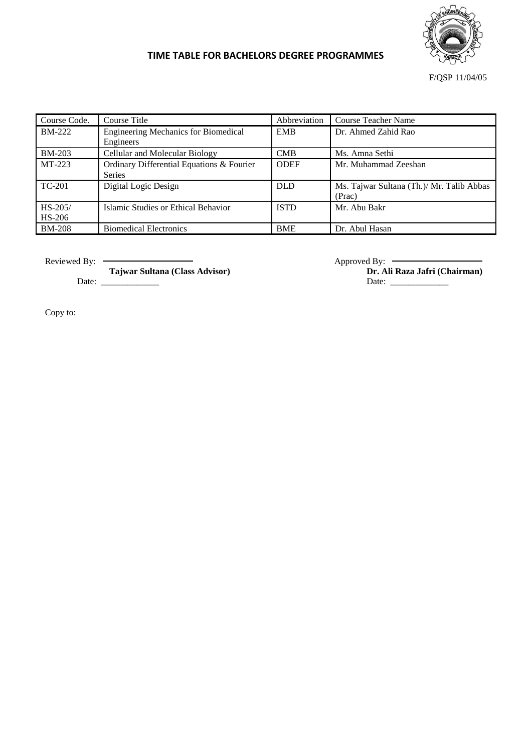## TIME TABLE FOR BACHELORS DEGREE PROGRAMMES

F/QSP 11/04/05

| Course Code. | Course Title | Abbreviation | Course Teacher Name |
|---|---|---|---|
| BM-222 | Engineering Mechanics for Biomedical Engineers | EMB | Dr. Ahmed Zahid Rao |
| BM-203 | Cellular and Molecular Biology | CMB | Ms. Amna Sethi |
| MT-223 | Ordinary Differential Equations & Fourier Series | ODEF | Mr. Muhammad Zeeshan |
| TC-201 | Digital Logic Design | DLD | Ms. Tajwar Sultana (Th.)/ Mr. Talib Abbas (Prac) |
| HS-205/ HS-206 | Islamic Studies or Ethical Behavior | ISTD | Mr. Abu Bakr |
| BM-208 | Biomedical Electronics | BME | Dr. Abul Hasan |

Reviewed By: ____________________
**Tajwar Sultana (Class Advisor)**
Date: _____________

Approved By: ____________________
**Dr. Ali Raza Jafri (Chairman)**
Date: _____________

Copy to: